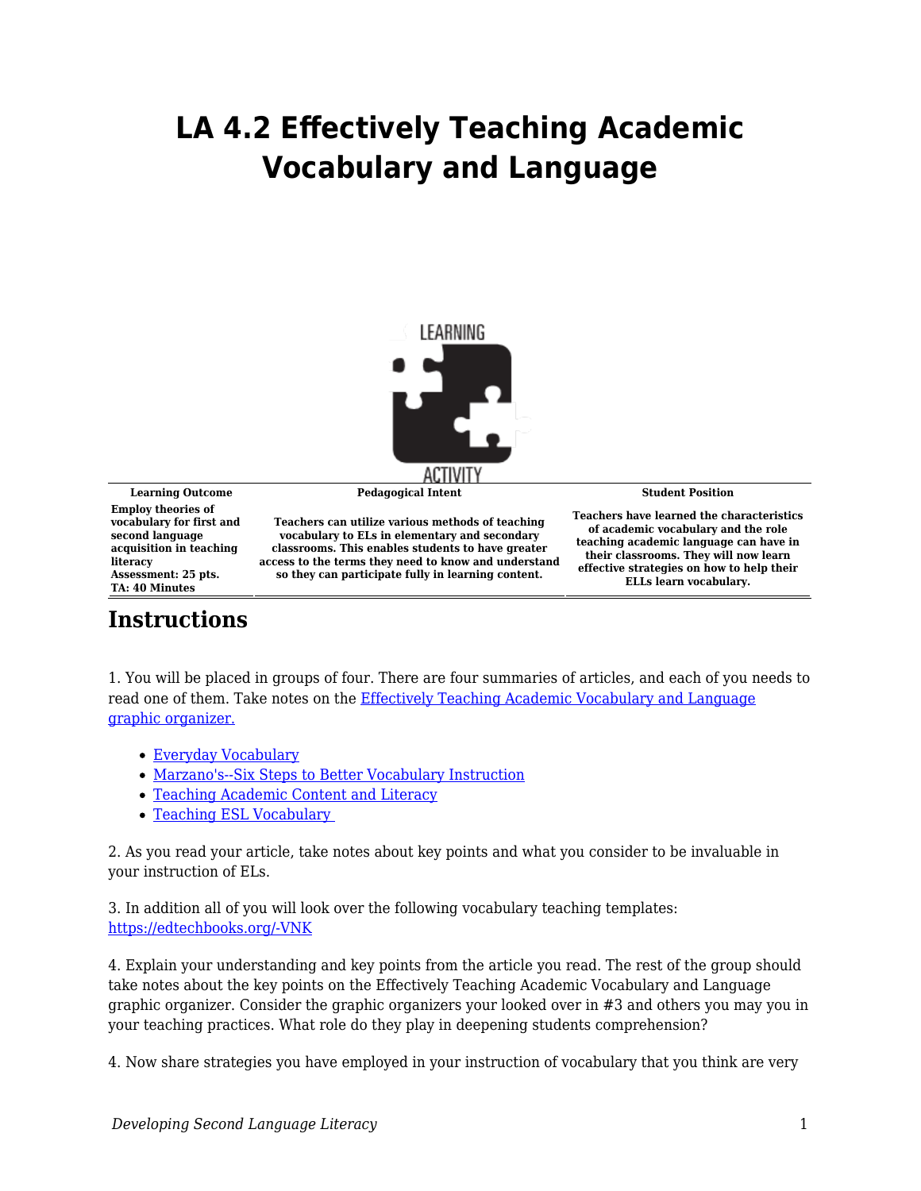# LA 4.2 Effectively Teaching Academic Vocabulary and Language

| Learning Outcome | Pedagogical Intent | Student Position |
|---|---|---|
| Employ theories of vocabulary for first and second language acquisition in teaching literacy<br>Assessment: 25 pts.<br>TA: 40 Minutes | Teachers can utilize various methods of teaching vocabulary to ELs in elementary and secondary classrooms. This enables students to have greater access to the terms they need to know and understand so they can participate fully in learning content. | Teachers have learned the characteristics of academic vocabulary and the role teaching academic language can have in their classrooms. They will now learn effective strategies on how to help their ELLs learn vocabulary. |

## Instructions

1. You will be placed in groups of four. There are four summaries of articles, and each of you needs to read one of them. Take notes on the Effectively Teaching Academic Vocabulary and Language graphic organizer.

- Everyday Vocabulary
- Marzano's--Six Steps to Better Vocabulary Instruction
- Teaching Academic Content and Literacy
- Teaching ESL Vocabulary

2. As you read your article, take notes about key points and what you consider to be invaluable in your instruction of ELs.

3. In addition all of you will look over the following vocabulary teaching templates: https://edtechbooks.org/-VNK

4. Explain your understanding and key points from the article you read. The rest of the group should take notes about the key points on the Effectively Teaching Academic Vocabulary and Language graphic organizer. Consider the graphic organizers your looked over in #3 and others you may you in your teaching practices. What role do they play in deepening students comprehension?

4. Now share strategies you have employed in your instruction of vocabulary that you think are very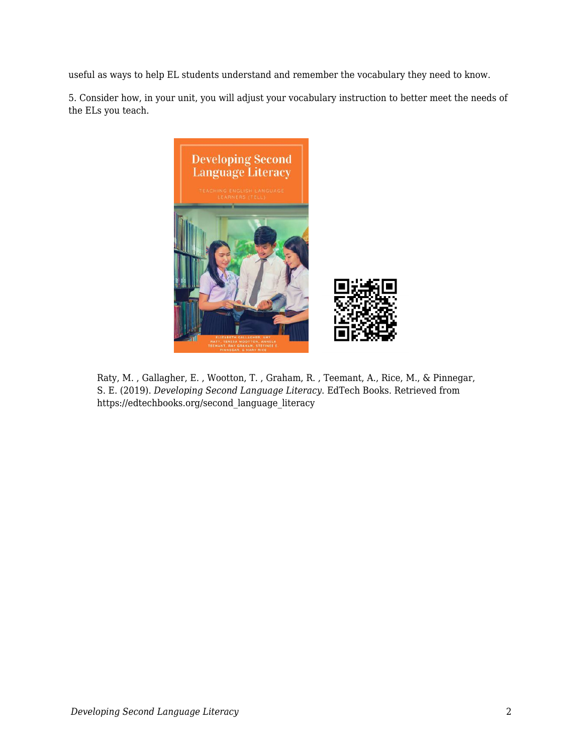useful as ways to help EL students understand and remember the vocabulary they need to know.

5. Consider how, in your unit, you will adjust your vocabulary instruction to better meet the needs of the ELs you teach.

Raty, M. , Gallagher, E. , Wootton, T. , Graham, R. , Teemant, A., Rice, M., & Pinnegar, S. E. (2019). *Developing Second Language Literacy*. EdTech Books. Retrieved from https://edtechbooks.org/second_language_literacy